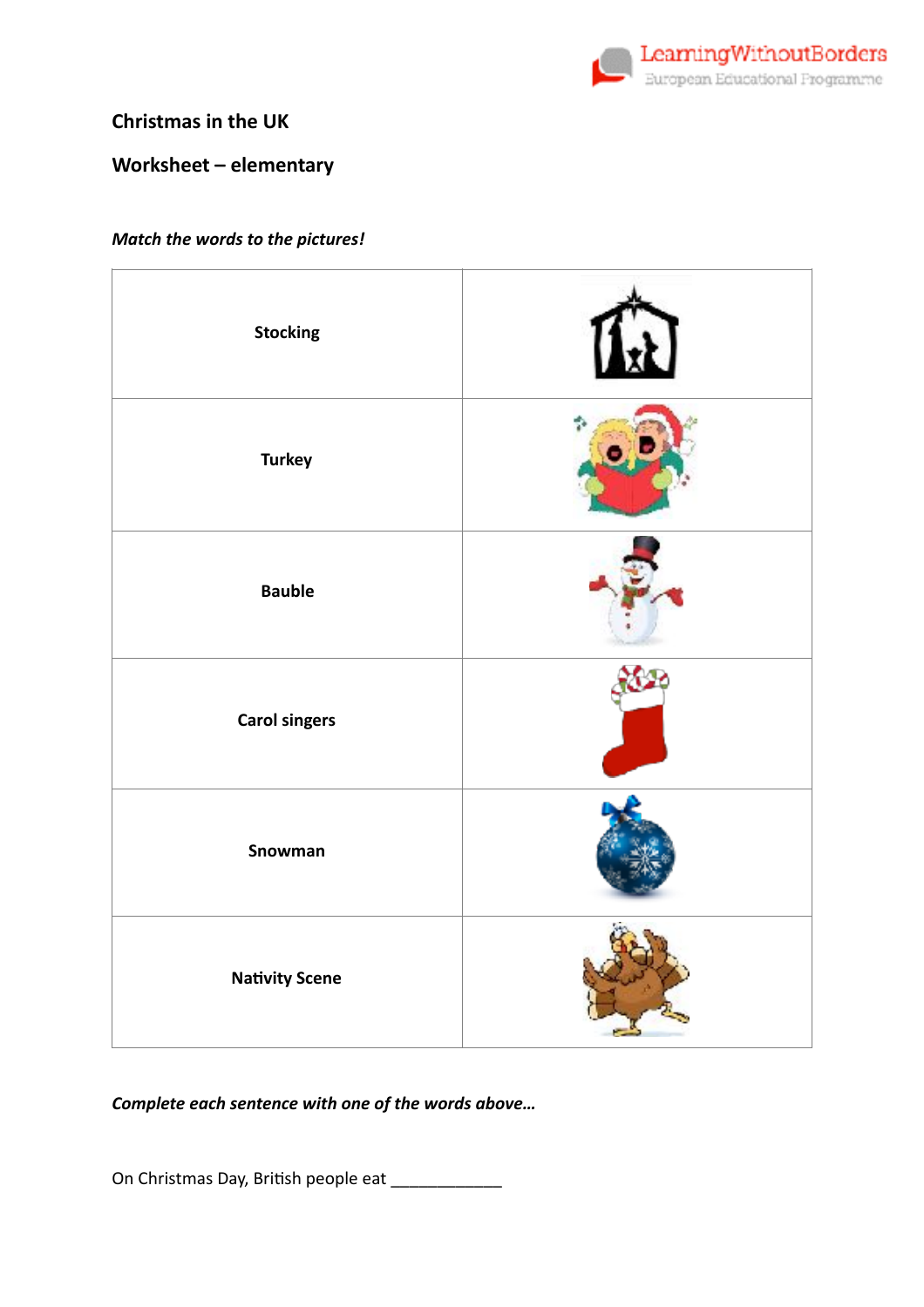## Christmas in the UK

## Worksheet – elementary

***Match the words to the pictures!***

| | |
|---|---|
| **Stocking** | |
| **Turkey** | |
| **Bauble** | |
| **Carol singers** | |
| **Snowman** | |
| **Nativity Scene** | |

***Complete each sentence with one of the words above…***

On Christmas Day, British people eat ____________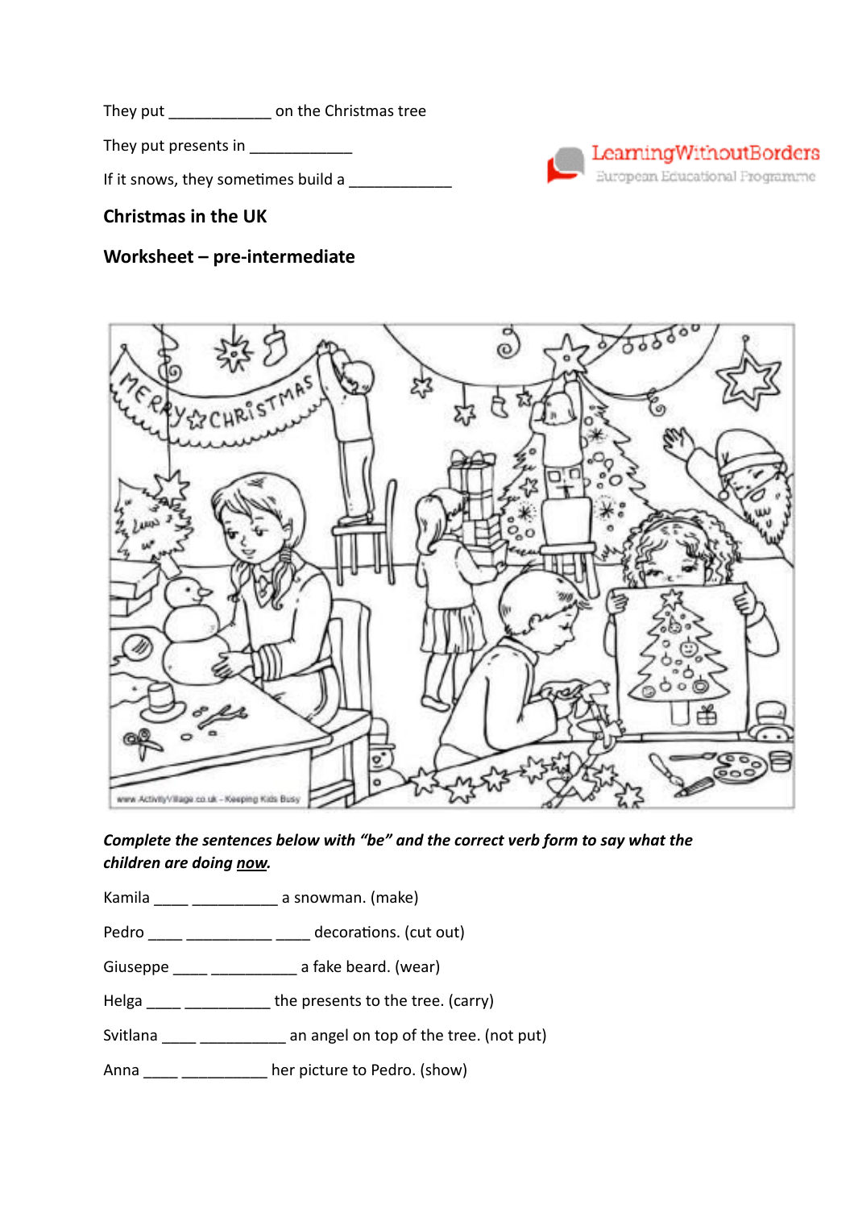They put ____________ on the Christmas tree

They put presents in ____________

If it snows, they sometimes build a ____________

## Christmas in the UK

## Worksheet – pre-intermediate

***Complete the sentences below with "be" and the correct verb form to say what the children are doing <u>now</u>.***

Kamila ____ __________ a snowman. (make)

Pedro ____ __________ ____ decorations. (cut out)

Giuseppe ____ __________ a fake beard. (wear)

Helga ____ __________ the presents to the tree. (carry)

Svitlana ____ __________ an angel on top of the tree. (not put)

Anna ____ __________ her picture to Pedro. (show)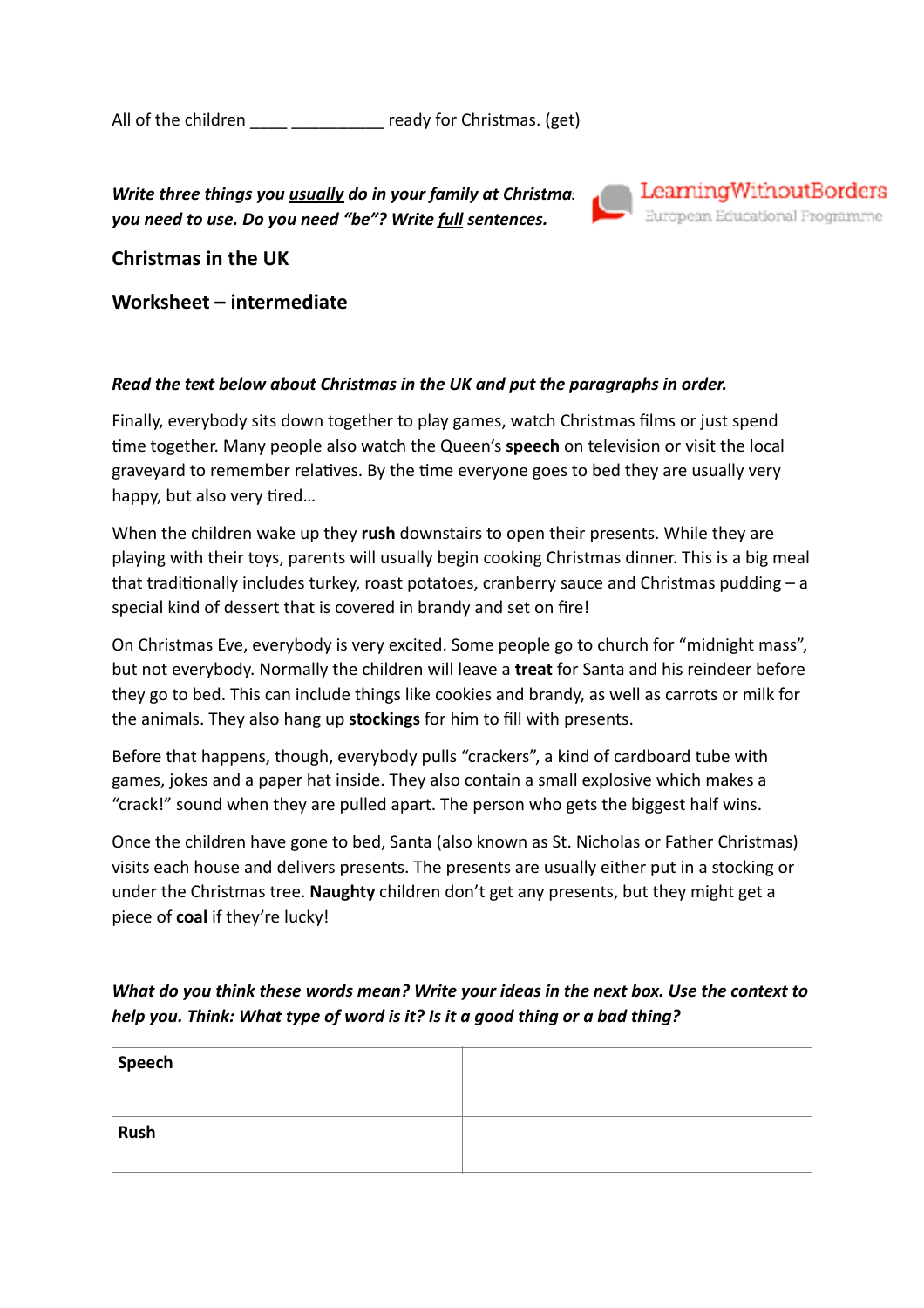All of the children ____ __________ ready for Christmas. (get)

***Write three things you <u>usually</u> do in your family at Christmas. you need to use. Do you need "be"? Write <u>full</u> sentences.***

## Christmas in the UK

## Worksheet – intermediate

***Read the text below about Christmas in the UK and put the paragraphs in order.***

Finally, everybody sits down together to play games, watch Christmas films or just spend time together. Many people also watch the Queen's **speech** on television or visit the local graveyard to remember relatives. By the time everyone goes to bed they are usually very happy, but also very tired…

When the children wake up they **rush** downstairs to open their presents. While they are playing with their toys, parents will usually begin cooking Christmas dinner. This is a big meal that traditionally includes turkey, roast potatoes, cranberry sauce and Christmas pudding – a special kind of dessert that is covered in brandy and set on fire!

On Christmas Eve, everybody is very excited. Some people go to church for "midnight mass", but not everybody. Normally the children will leave a **treat** for Santa and his reindeer before they go to bed. This can include things like cookies and brandy, as well as carrots or milk for the animals. They also hang up **stockings** for him to fill with presents.

Before that happens, though, everybody pulls "crackers", a kind of cardboard tube with games, jokes and a paper hat inside. They also contain a small explosive which makes a "crack!" sound when they are pulled apart. The person who gets the biggest half wins.

Once the children have gone to bed, Santa (also known as St. Nicholas or Father Christmas) visits each house and delivers presents. The presents are usually either put in a stocking or under the Christmas tree. **Naughty** children don't get any presents, but they might get a piece of **coal** if they're lucky!

***What do you think these words mean? Write your ideas in the next box. Use the context to help you. Think: What type of word is it? Is it a good thing or a bad thing?***

| | |
|---|---|
| **Speech** | |
| **Rush** | |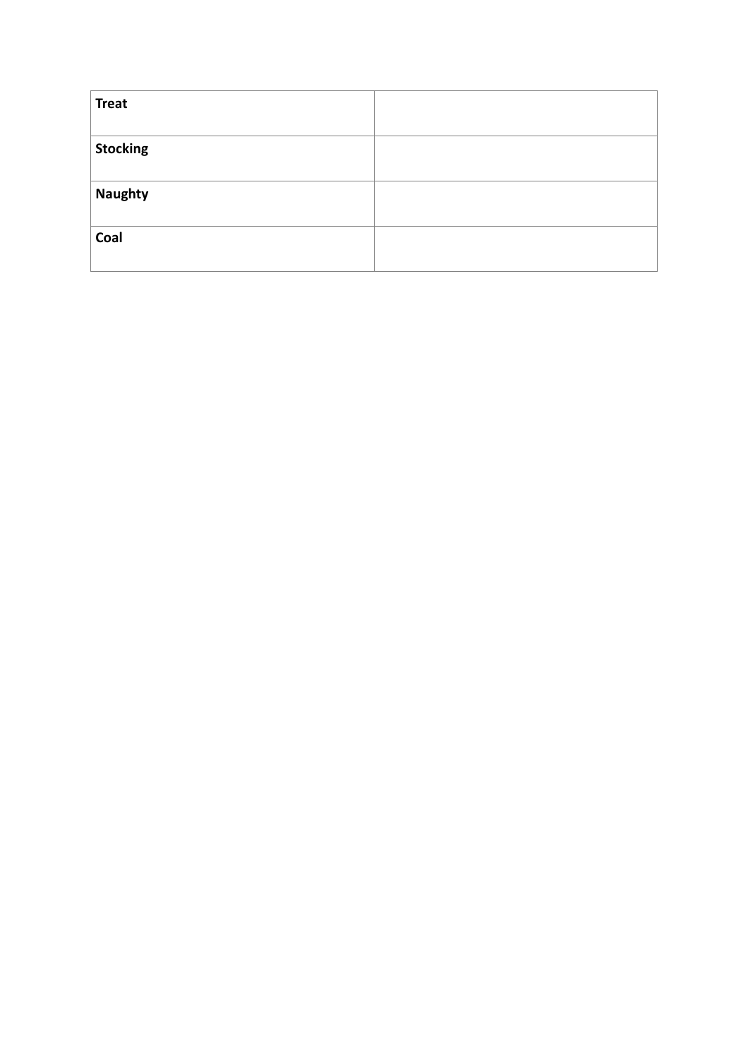| | |
|---|---|
| **Treat** | |
| **Stocking** | |
| **Naughty** | |
| **Coal** | |